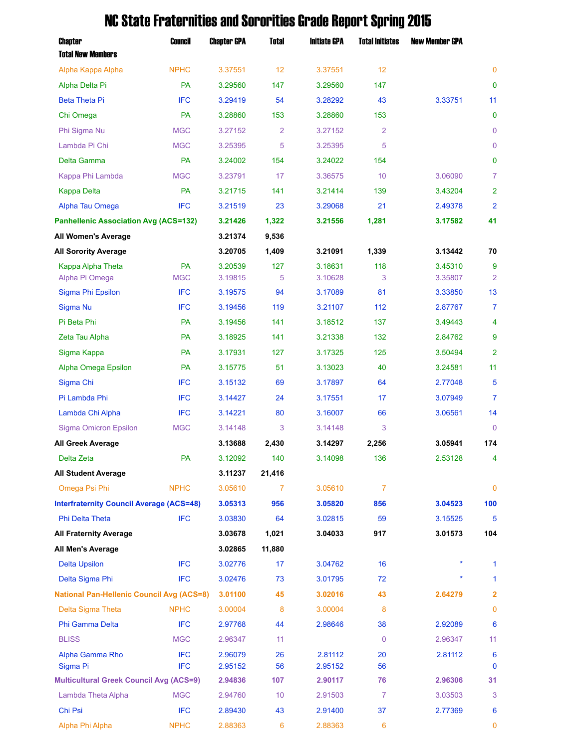# NC State Fraternities and Sororities Grade Report Spring 2015

| Chapter | Council | Chapter GPA | Total | Initiate GPA | Total Initiates | New Member GPA | Total New Members |
|---|---|---|---|---|---|---|---|
| Alpha Kappa Alpha | NPHC | 3.37551 | 12 | 3.37551 | 12 | | 0 |
| Alpha Delta Pi | PA | 3.29560 | 147 | 3.29560 | 147 | | 0 |
| Beta Theta Pi | IFC | 3.29419 | 54 | 3.28292 | 43 | 3.33751 | 11 |
| Chi Omega | PA | 3.28860 | 153 | 3.28860 | 153 | | 0 |
| Phi Sigma Nu | MGC | 3.27152 | 2 | 3.27152 | 2 | | 0 |
| Lambda Pi Chi | MGC | 3.25395 | 5 | 3.25395 | 5 | | 0 |
| Delta Gamma | PA | 3.24002 | 154 | 3.24022 | 154 | | 0 |
| Kappa Phi Lambda | MGC | 3.23791 | 17 | 3.36575 | 10 | 3.06090 | 7 |
| Kappa Delta | PA | 3.21715 | 141 | 3.21414 | 139 | 3.43204 | 2 |
| Alpha Tau Omega | IFC | 3.21519 | 23 | 3.29068 | 21 | 2.49378 | 2 |
| **Panhellenic Association Avg (ACS=132)** | | **3.21426** | **1,322** | **3.21556** | **1,281** | **3.17582** | **41** |
| **All Women's Average** | | **3.21374** | **9,536** | | | | |
| **All Sorority Average** | | **3.20705** | **1,409** | **3.21091** | **1,339** | **3.13442** | **70** |
| Kappa Alpha Theta | PA | 3.20539 | 127 | 3.18631 | 118 | 3.45310 | 9 |
| Alpha Pi Omega | MGC | 3.19815 | 5 | 3.10628 | 3 | 3.35807 | 2 |
| Sigma Phi Epsilon | IFC | 3.19575 | 94 | 3.17089 | 81 | 3.33850 | 13 |
| Sigma Nu | IFC | 3.19456 | 119 | 3.21107 | 112 | 2.87767 | 7 |
| Pi Beta Phi | PA | 3.19456 | 141 | 3.18512 | 137 | 3.49443 | 4 |
| Zeta Tau Alpha | PA | 3.18925 | 141 | 3.21338 | 132 | 2.84762 | 9 |
| Sigma Kappa | PA | 3.17931 | 127 | 3.17325 | 125 | 3.50494 | 2 |
| Alpha Omega Epsilon | PA | 3.15775 | 51 | 3.13023 | 40 | 3.24581 | 11 |
| Sigma Chi | IFC | 3.15132 | 69 | 3.17897 | 64 | 2.77048 | 5 |
| Pi Lambda Phi | IFC | 3.14427 | 24 | 3.17551 | 17 | 3.07949 | 7 |
| Lambda Chi Alpha | IFC | 3.14221 | 80 | 3.16007 | 66 | 3.06561 | 14 |
| Sigma Omicron Epsilon | MGC | 3.14148 | 3 | 3.14148 | 3 | | 0 |
| **All Greek Average** | | **3.13688** | **2,430** | **3.14297** | **2,256** | **3.05941** | **174** |
| Delta Zeta | PA | 3.12092 | 140 | 3.14098 | 136 | 2.53128 | 4 |
| **All Student Average** | | **3.11237** | **21,416** | | | | |
| Omega Psi Phi | NPHC | 3.05610 | 7 | 3.05610 | 7 | | 0 |
| **Interfraternity Council Average (ACS=48)** | | **3.05313** | **956** | **3.05820** | **856** | **3.04523** | **100** |
| Phi Delta Theta | IFC | 3.03830 | 64 | 3.02815 | 59 | 3.15525 | 5 |
| **All Fraternity Average** | | **3.03678** | **1,021** | **3.04033** | **917** | **3.01573** | **104** |
| **All Men's Average** | | **3.02865** | **11,880** | | | | |
| Delta Upsilon | IFC | 3.02776 | 17 | 3.04762 | 16 | * | 1 |
| Delta Sigma Phi | IFC | 3.02476 | 73 | 3.01795 | 72 | * | 1 |
| **National Pan-Hellenic Council Avg (ACS=8)** | | **3.01100** | **45** | **3.02016** | **43** | **2.64279** | **2** |
| Delta Sigma Theta | NPHC | 3.00004 | 8 | 3.00004 | 8 | | 0 |
| Phi Gamma Delta | IFC | 2.97768 | 44 | 2.98646 | 38 | 2.92089 | 6 |
| BLISS | MGC | 2.96347 | 11 | | 0 | 2.96347 | 11 |
| Alpha Gamma Rho | IFC | 2.96079 | 26 | 2.81112 | 20 | 2.81112 | 6 |
| Sigma Pi | IFC | 2.95152 | 56 | 2.95152 | 56 | | 0 |
| **Multicultural Greek Council Avg (ACS=9)** | | **2.94836** | **107** | **2.90117** | **76** | **2.96306** | **31** |
| Lambda Theta Alpha | MGC | 2.94760 | 10 | 2.91503 | 7 | 3.03503 | 3 |
| Chi Psi | IFC | 2.89430 | 43 | 2.91400 | 37 | 2.77369 | 6 |
| Alpha Phi Alpha | NPHC | 2.88363 | 6 | 2.88363 | 6 | | 0 |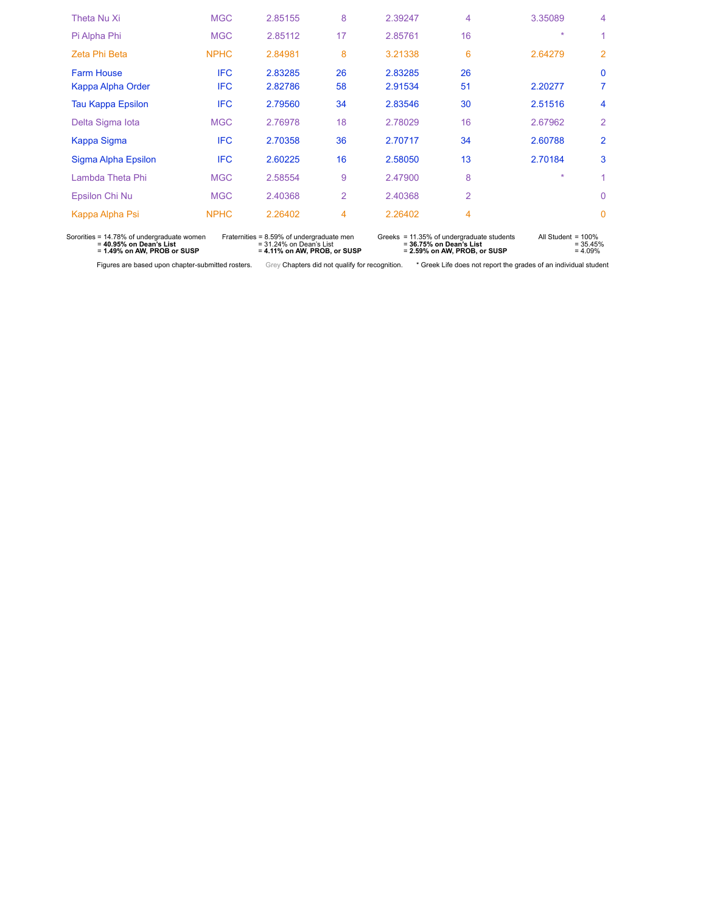| | | | | | | | |
|---|---|---|---|---|---|---|---|
| Theta Nu Xi | MGC | 2.85155 | 8 | 2.39247 | 4 | 3.35089 | 4 |
| Pi Alpha Phi | MGC | 2.85112 | 17 | 2.85761 | 16 | * | 1 |
| Zeta Phi Beta | NPHC | 2.84981 | 8 | 3.21338 | 6 | 2.64279 | 2 |
| Farm House | IFC | 2.83285 | 26 | 2.83285 | 26 | | 0 |
| Kappa Alpha Order | IFC | 2.82786 | 58 | 2.91534 | 51 | 2.20277 | 7 |
| Tau Kappa Epsilon | IFC | 2.79560 | 34 | 2.83546 | 30 | 2.51516 | 4 |
| Delta Sigma Iota | MGC | 2.76978 | 18 | 2.78029 | 16 | 2.67962 | 2 |
| Kappa Sigma | IFC | 2.70358 | 36 | 2.70717 | 34 | 2.60788 | 2 |
| Sigma Alpha Epsilon | IFC | 2.60225 | 16 | 2.58050 | 13 | 2.70184 | 3 |
| Lambda Theta Phi | MGC | 2.58554 | 9 | 2.47900 | 8 | * | 1 |
| Epsilon Chi Nu | MGC | 2.40368 | 2 | 2.40368 | 2 | | 0 |
| Kappa Alpha Psi | NPHC | 2.26402 | 4 | 2.26402 | 4 | | 0 |

Sororities = 14.78% of undergraduate women
= **40.95% on Dean's List**
= **1.49% on AW, PROB or SUSP**

Fraternities = 8.59% of undergraduate men
= 31.24% on Dean's List
= **4.11% on AW, PROB, or SUSP**

Greeks = 11.35% of undergraduate students
= **36.75% on Dean's List**
= **2.59% on AW, PROB, or SUSP**

All Student = 100%
= 35.45%
= 4.09%

Figures are based upon chapter-submitted rosters. Grey Chapters did not qualify for recognition. * Greek Life does not report the grades of an individual student